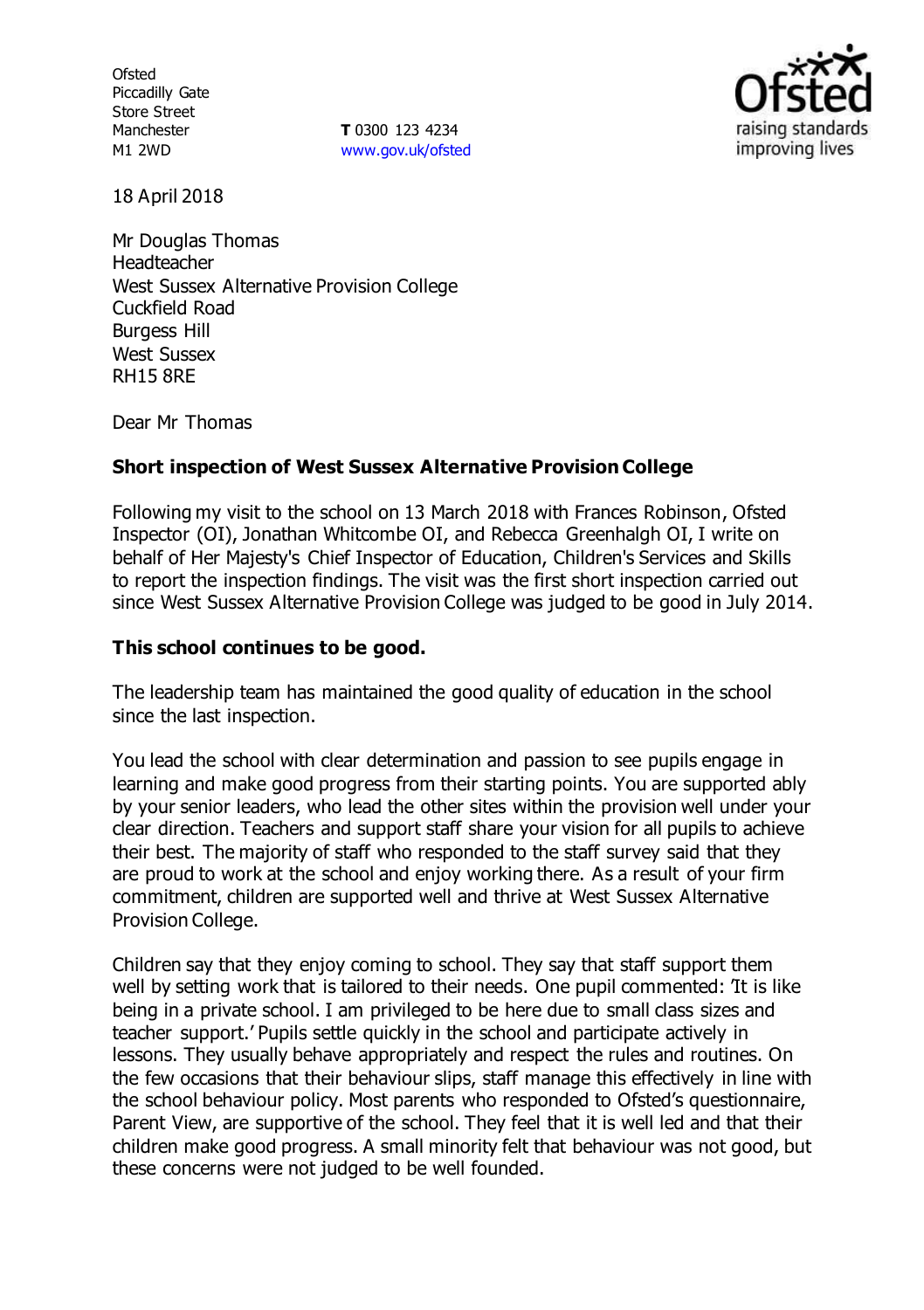Ofsted
Piccadilly Gate
Store Street
Manchester
M1 2WD

**T** 0300 123 4234
www.gov.uk/ofsted

18 April 2018

Mr Douglas Thomas
Headteacher
West Sussex Alternative Provision College
Cuckfield Road
Burgess Hill
West Sussex
RH15 8RE

Dear Mr Thomas

**Short inspection of West Sussex Alternative Provision College**

Following my visit to the school on 13 March 2018 with Frances Robinson, Ofsted Inspector (OI), Jonathan Whitcombe OI, and Rebecca Greenhalgh OI, I write on behalf of Her Majesty's Chief Inspector of Education, Children's Services and Skills to report the inspection findings. The visit was the first short inspection carried out since West Sussex Alternative Provision College was judged to be good in July 2014.

**This school continues to be good.**

The leadership team has maintained the good quality of education in the school since the last inspection.

You lead the school with clear determination and passion to see pupils engage in learning and make good progress from their starting points. You are supported ably by your senior leaders, who lead the other sites within the provision well under your clear direction. Teachers and support staff share your vision for all pupils to achieve their best. The majority of staff who responded to the staff survey said that they are proud to work at the school and enjoy working there. As a result of your firm commitment, children are supported well and thrive at West Sussex Alternative Provision College.

Children say that they enjoy coming to school. They say that staff support them well by setting work that is tailored to their needs. One pupil commented: 'It is like being in a private school. I am privileged to be here due to small class sizes and teacher support.' Pupils settle quickly in the school and participate actively in lessons. They usually behave appropriately and respect the rules and routines. On the few occasions that their behaviour slips, staff manage this effectively in line with the school behaviour policy. Most parents who responded to Ofsted's questionnaire, Parent View, are supportive of the school. They feel that it is well led and that their children make good progress. A small minority felt that behaviour was not good, but these concerns were not judged to be well founded.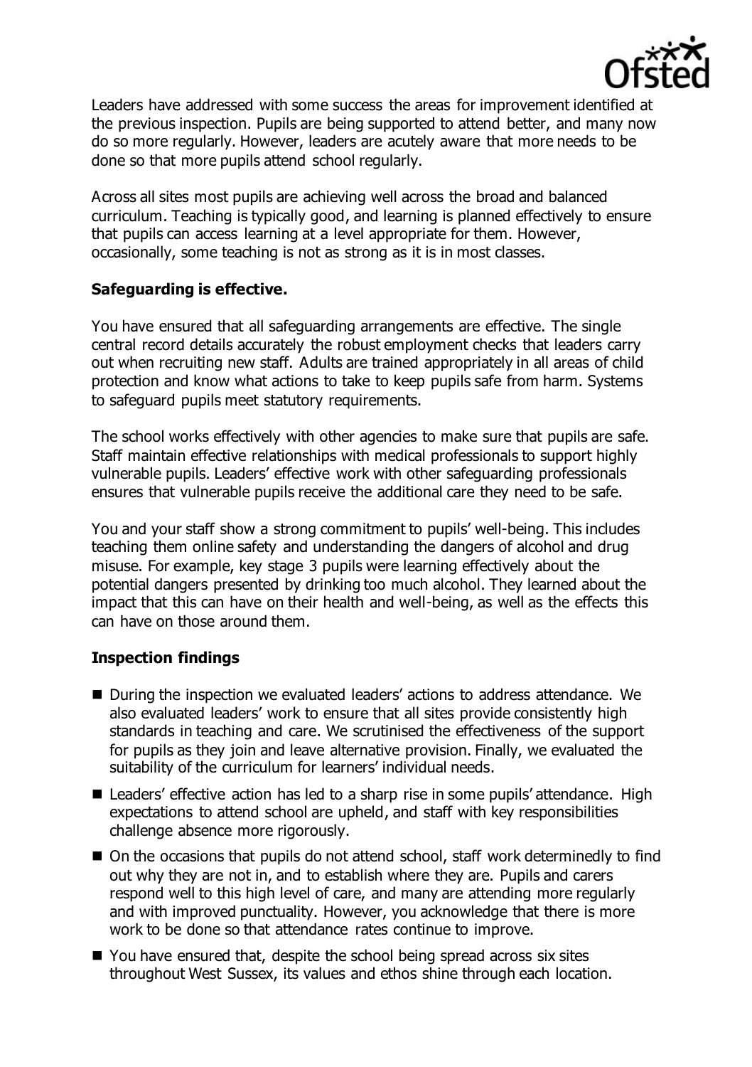Leaders have addressed with some success the areas for improvement identified at the previous inspection. Pupils are being supported to attend better, and many now do so more regularly. However, leaders are acutely aware that more needs to be done so that more pupils attend school regularly.

Across all sites most pupils are achieving well across the broad and balanced curriculum. Teaching is typically good, and learning is planned effectively to ensure that pupils can access learning at a level appropriate for them. However, occasionally, some teaching is not as strong as it is in most classes.

**Safeguarding is effective.**

You have ensured that all safeguarding arrangements are effective. The single central record details accurately the robust employment checks that leaders carry out when recruiting new staff. Adults are trained appropriately in all areas of child protection and know what actions to take to keep pupils safe from harm. Systems to safeguard pupils meet statutory requirements.

The school works effectively with other agencies to make sure that pupils are safe. Staff maintain effective relationships with medical professionals to support highly vulnerable pupils. Leaders' effective work with other safeguarding professionals ensures that vulnerable pupils receive the additional care they need to be safe.

You and your staff show a strong commitment to pupils' well-being. This includes teaching them online safety and understanding the dangers of alcohol and drug misuse. For example, key stage 3 pupils were learning effectively about the potential dangers presented by drinking too much alcohol. They learned about the impact that this can have on their health and well-being, as well as the effects this can have on those around them.

**Inspection findings**

- During the inspection we evaluated leaders' actions to address attendance. We also evaluated leaders' work to ensure that all sites provide consistently high standards in teaching and care. We scrutinised the effectiveness of the support for pupils as they join and leave alternative provision. Finally, we evaluated the suitability of the curriculum for learners' individual needs.
- Leaders' effective action has led to a sharp rise in some pupils' attendance. High expectations to attend school are upheld, and staff with key responsibilities challenge absence more rigorously.
- On the occasions that pupils do not attend school, staff work determinedly to find out why they are not in, and to establish where they are. Pupils and carers respond well to this high level of care, and many are attending more regularly and with improved punctuality. However, you acknowledge that there is more work to be done so that attendance rates continue to improve.
- You have ensured that, despite the school being spread across six sites throughout West Sussex, its values and ethos shine through each location.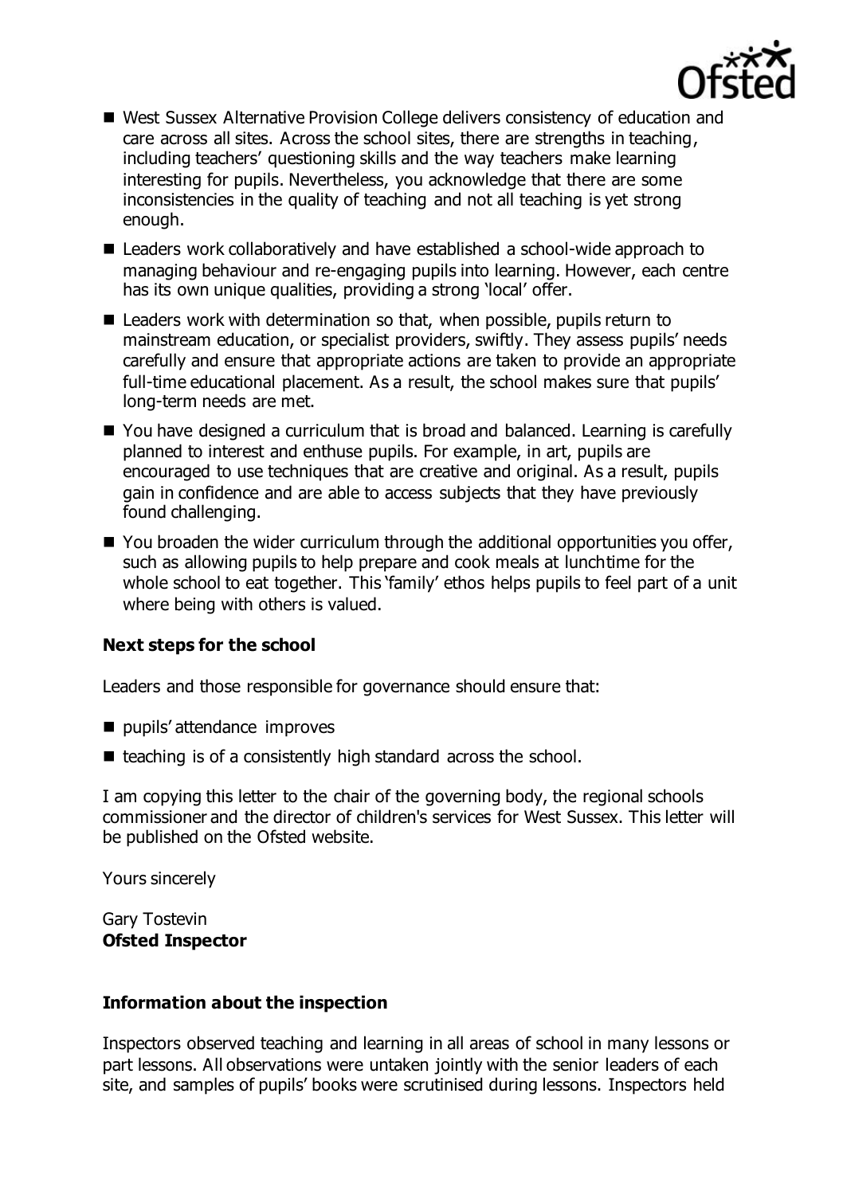- West Sussex Alternative Provision College delivers consistency of education and care across all sites. Across the school sites, there are strengths in teaching, including teachers' questioning skills and the way teachers make learning interesting for pupils. Nevertheless, you acknowledge that there are some inconsistencies in the quality of teaching and not all teaching is yet strong enough.
- Leaders work collaboratively and have established a school-wide approach to managing behaviour and re-engaging pupils into learning. However, each centre has its own unique qualities, providing a strong 'local' offer.
- Leaders work with determination so that, when possible, pupils return to mainstream education, or specialist providers, swiftly. They assess pupils' needs carefully and ensure that appropriate actions are taken to provide an appropriate full-time educational placement. As a result, the school makes sure that pupils' long-term needs are met.
- You have designed a curriculum that is broad and balanced. Learning is carefully planned to interest and enthuse pupils. For example, in art, pupils are encouraged to use techniques that are creative and original. As a result, pupils gain in confidence and are able to access subjects that they have previously found challenging.
- You broaden the wider curriculum through the additional opportunities you offer, such as allowing pupils to help prepare and cook meals at lunchtime for the whole school to eat together. This 'family' ethos helps pupils to feel part of a unit where being with others is valued.

### Next steps for the school

Leaders and those responsible for governance should ensure that:

- pupils' attendance improves
- teaching is of a consistently high standard across the school.

I am copying this letter to the chair of the governing body, the regional schools commissioner and the director of children's services for West Sussex. This letter will be published on the Ofsted website.

Yours sincerely

Gary Tostevin
**Ofsted Inspector**

### Information about the inspection

Inspectors observed teaching and learning in all areas of school in many lessons or part lessons. All observations were untaken jointly with the senior leaders of each site, and samples of pupils' books were scrutinised during lessons. Inspectors held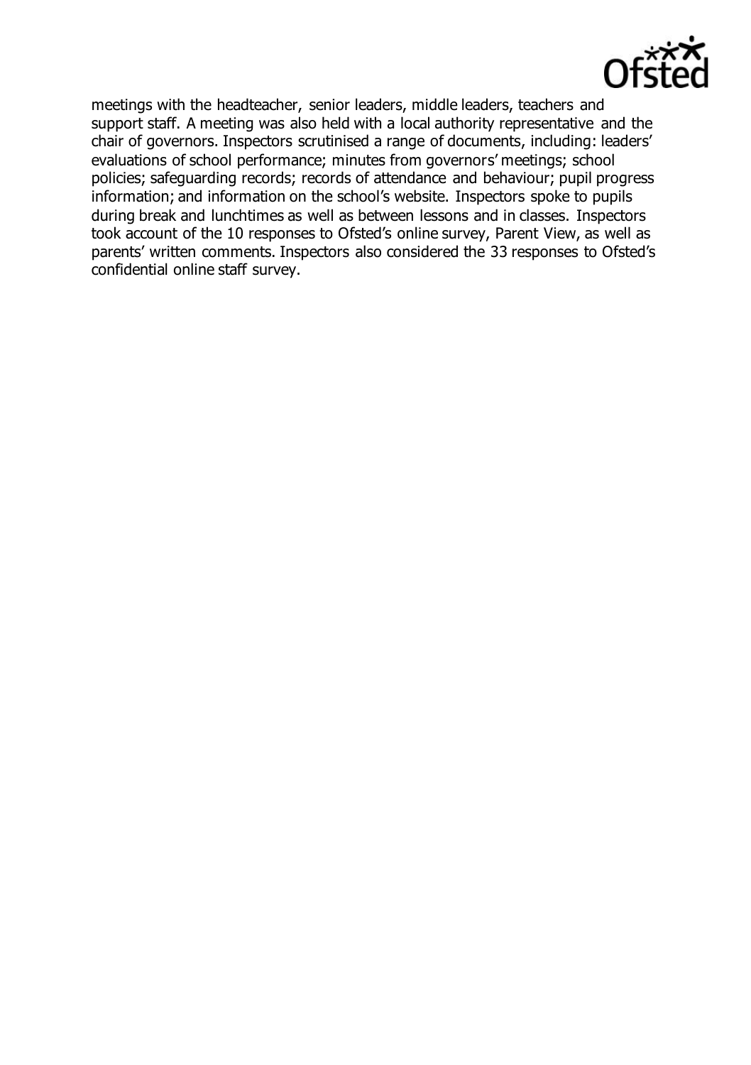meetings with the headteacher, senior leaders, middle leaders, teachers and support staff. A meeting was also held with a local authority representative and the chair of governors. Inspectors scrutinised a range of documents, including: leaders' evaluations of school performance; minutes from governors' meetings; school policies; safeguarding records; records of attendance and behaviour; pupil progress information; and information on the school's website. Inspectors spoke to pupils during break and lunchtimes as well as between lessons and in classes. Inspectors took account of the 10 responses to Ofsted's online survey, Parent View, as well as parents' written comments. Inspectors also considered the 33 responses to Ofsted's confidential online staff survey.